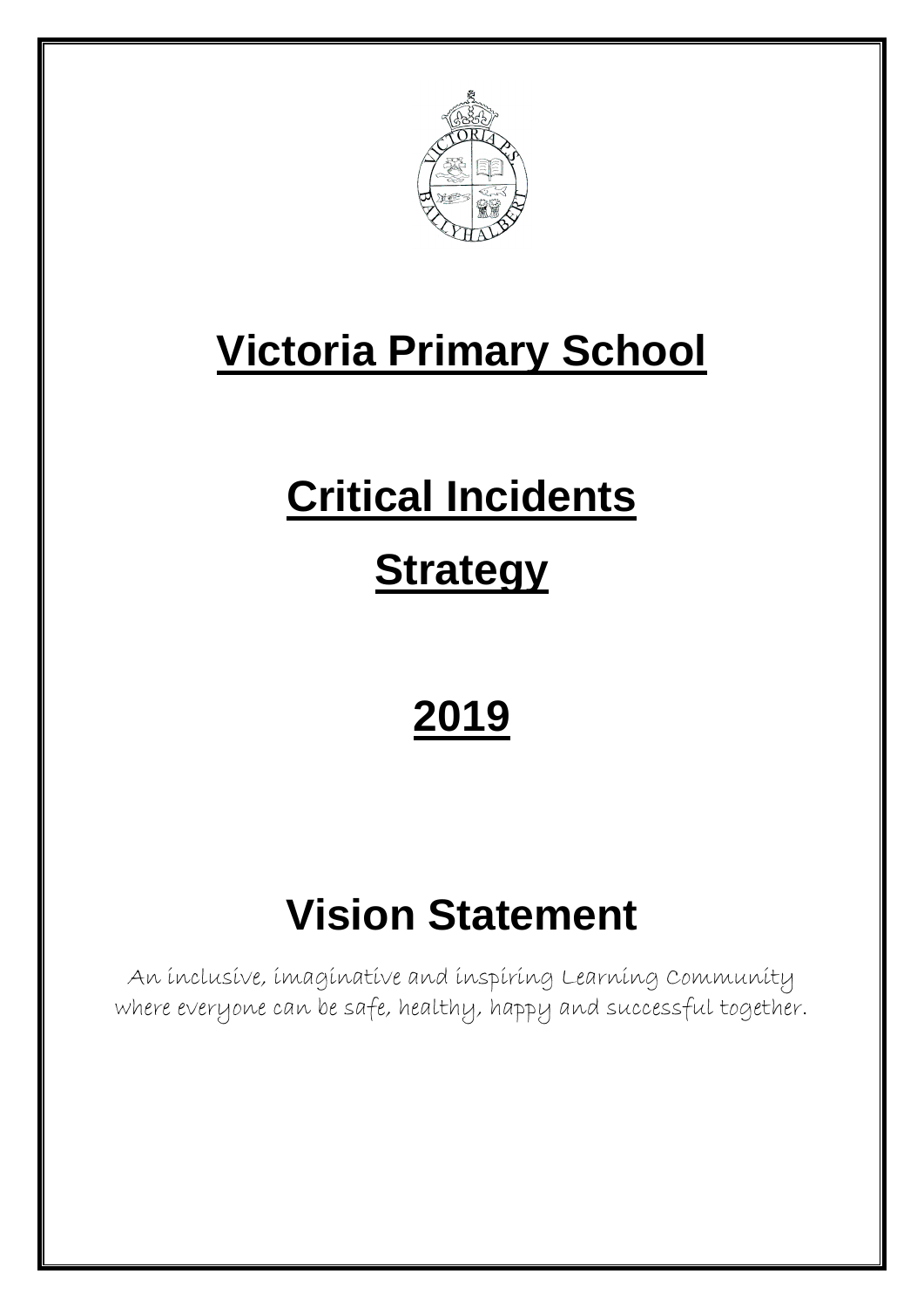# Victoria Primary School

# Critical Incidents

# Strategy

# 2019

# Vision Statement

An inclusive, imaginative and inspiring Learning Community where everyone can be safe, healthy, happy and successful together.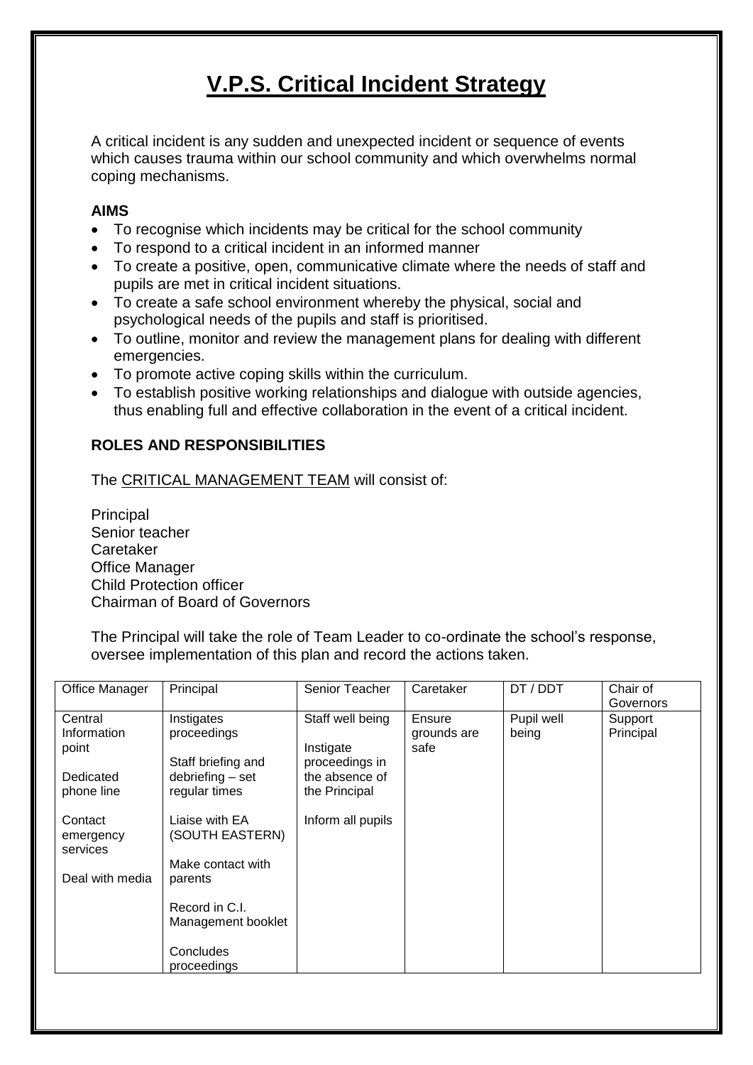# V.P.S. Critical Incident Strategy

A critical incident is any sudden and unexpected incident or sequence of events which causes trauma within our school community and which overwhelms normal coping mechanisms.

**AIMS**

- To recognise which incidents may be critical for the school community
- To respond to a critical incident in an informed manner
- To create a positive, open, communicative climate where the needs of staff and pupils are met in critical incident situations.
- To create a safe school environment whereby the physical, social and psychological needs of the pupils and staff is prioritised.
- To outline, monitor and review the management plans for dealing with different emergencies.
- To promote active coping skills within the curriculum.
- To establish positive working relationships and dialogue with outside agencies, thus enabling full and effective collaboration in the event of a critical incident.

**ROLES AND RESPONSIBILITIES**

The CRITICAL MANAGEMENT TEAM will consist of:

Principal
Senior teacher
Caretaker
Office Manager
Child Protection officer
Chairman of Board of Governors

The Principal will take the role of Team Leader to co-ordinate the school's response, oversee implementation of this plan and record the actions taken.

| Office Manager | Principal | Senior Teacher | Caretaker | DT / DDT | Chair of Governors |
|---|---|---|---|---|---|
| Central Information point<br><br>Dedicated phone line<br><br>Contact emergency services<br><br>Deal with media | Instigates proceedings<br><br>Staff briefing and debriefing – set regular times<br><br>Liaise with EA (SOUTH EASTERN)<br><br>Make contact with parents<br><br>Record in C.I. Management booklet<br><br>Concludes proceedings | Staff well being<br><br>Instigate proceedings in the absence of the Principal<br><br>Inform all pupils | Ensure grounds are safe | Pupil well being | Support Principal |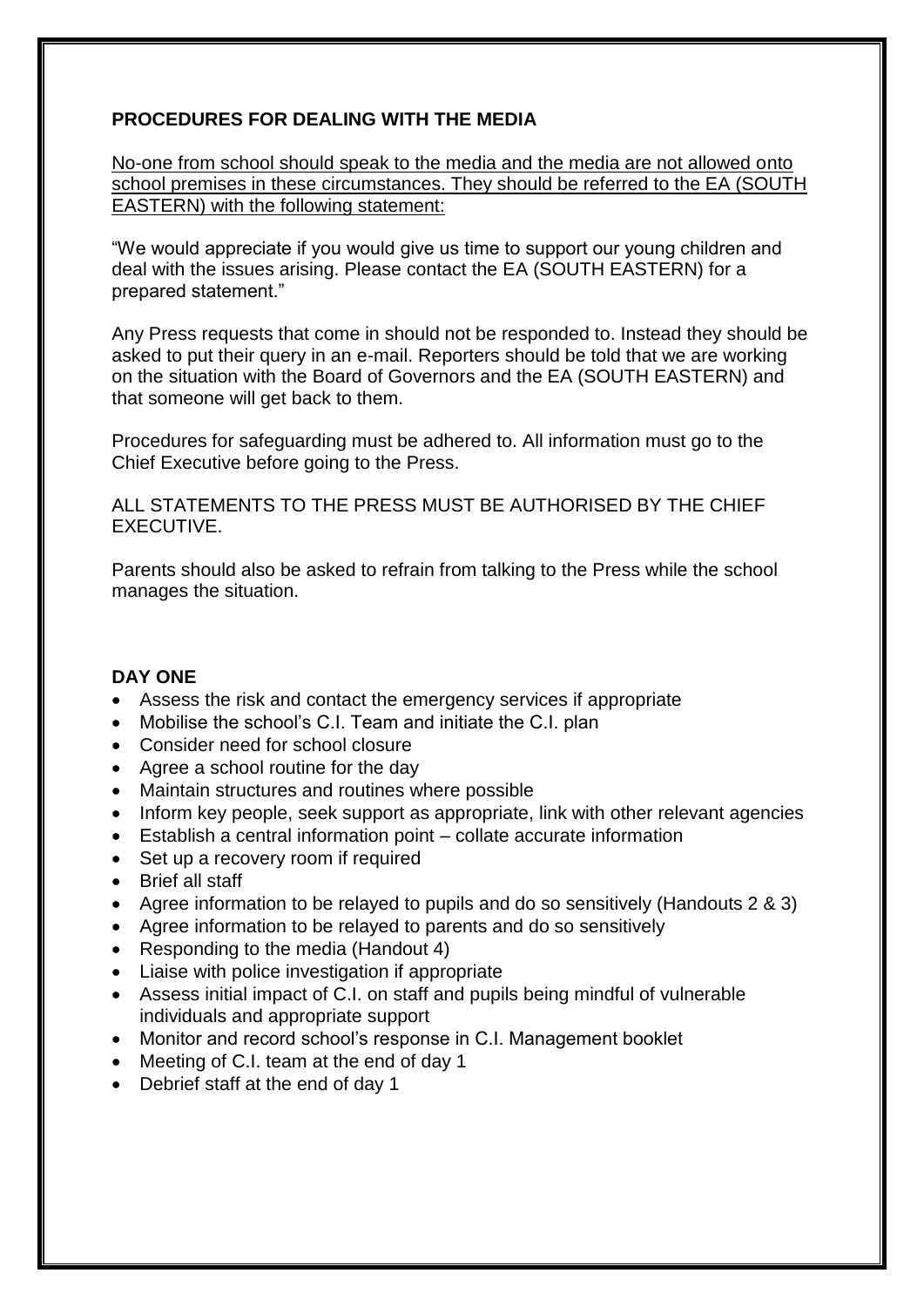## PROCEDURES FOR DEALING WITH THE MEDIA

<u>No-one from school should speak to the media and the media are not allowed onto school premises in these circumstances. They should be referred to the EA (SOUTH EASTERN) with the following statement:</u>

"We would appreciate if you would give us time to support our young children and deal with the issues arising. Please contact the EA (SOUTH EASTERN) for a prepared statement."

Any Press requests that come in should not be responded to. Instead they should be asked to put their query in an e-mail. Reporters should be told that we are working on the situation with the Board of Governors and the EA (SOUTH EASTERN) and that someone will get back to them.

Procedures for safeguarding must be adhered to. All information must go to the Chief Executive before going to the Press.

ALL STATEMENTS TO THE PRESS MUST BE AUTHORISED BY THE CHIEF EXECUTIVE.

Parents should also be asked to refrain from talking to the Press while the school manages the situation.

## DAY ONE

- Assess the risk and contact the emergency services if appropriate
- Mobilise the school's C.I. Team and initiate the C.I. plan
- Consider need for school closure
- Agree a school routine for the day
- Maintain structures and routines where possible
- Inform key people, seek support as appropriate, link with other relevant agencies
- Establish a central information point – collate accurate information
- Set up a recovery room if required
- Brief all staff
- Agree information to be relayed to pupils and do so sensitively (Handouts 2 & 3)
- Agree information to be relayed to parents and do so sensitively
- Responding to the media (Handout 4)
- Liaise with police investigation if appropriate
- Assess initial impact of C.I. on staff and pupils being mindful of vulnerable individuals and appropriate support
- Monitor and record school's response in C.I. Management booklet
- Meeting of C.I. team at the end of day 1
- Debrief staff at the end of day 1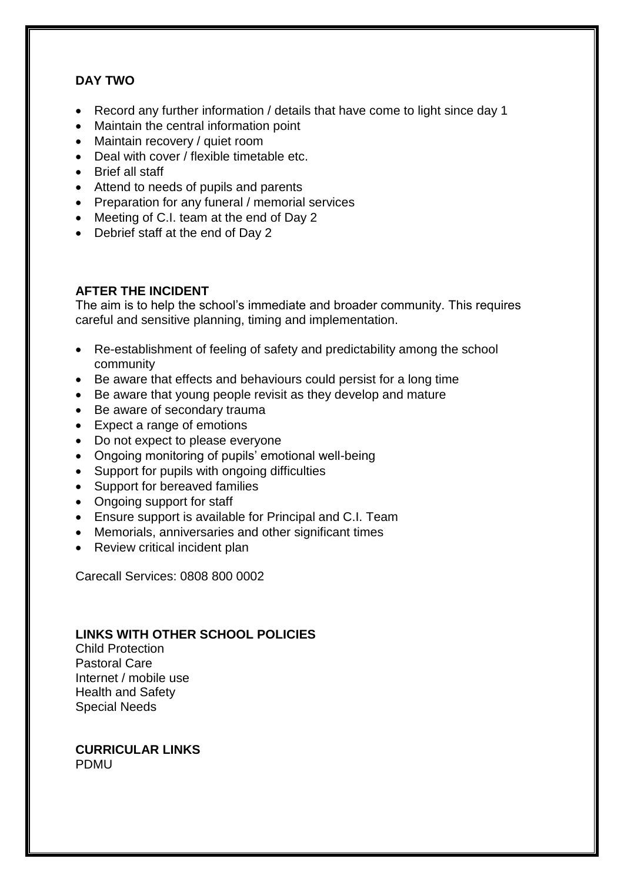**DAY TWO**

- Record any further information / details that have come to light since day 1
- Maintain the central information point
- Maintain recovery / quiet room
- Deal with cover / flexible timetable etc.
- Brief all staff
- Attend to needs of pupils and parents
- Preparation for any funeral / memorial services
- Meeting of C.I. team at the end of Day 2
- Debrief staff at the end of Day 2

**AFTER THE INCIDENT**

The aim is to help the school's immediate and broader community. This requires careful and sensitive planning, timing and implementation.

- Re-establishment of feeling of safety and predictability among the school community
- Be aware that effects and behaviours could persist for a long time
- Be aware that young people revisit as they develop and mature
- Be aware of secondary trauma
- Expect a range of emotions
- Do not expect to please everyone
- Ongoing monitoring of pupils' emotional well-being
- Support for pupils with ongoing difficulties
- Support for bereaved families
- Ongoing support for staff
- Ensure support is available for Principal and C.I. Team
- Memorials, anniversaries and other significant times
- Review critical incident plan

Carecall Services: 0808 800 0002

**LINKS WITH OTHER SCHOOL POLICIES**

Child Protection
Pastoral Care
Internet / mobile use
Health and Safety
Special Needs

**CURRICULAR LINKS**

PDMU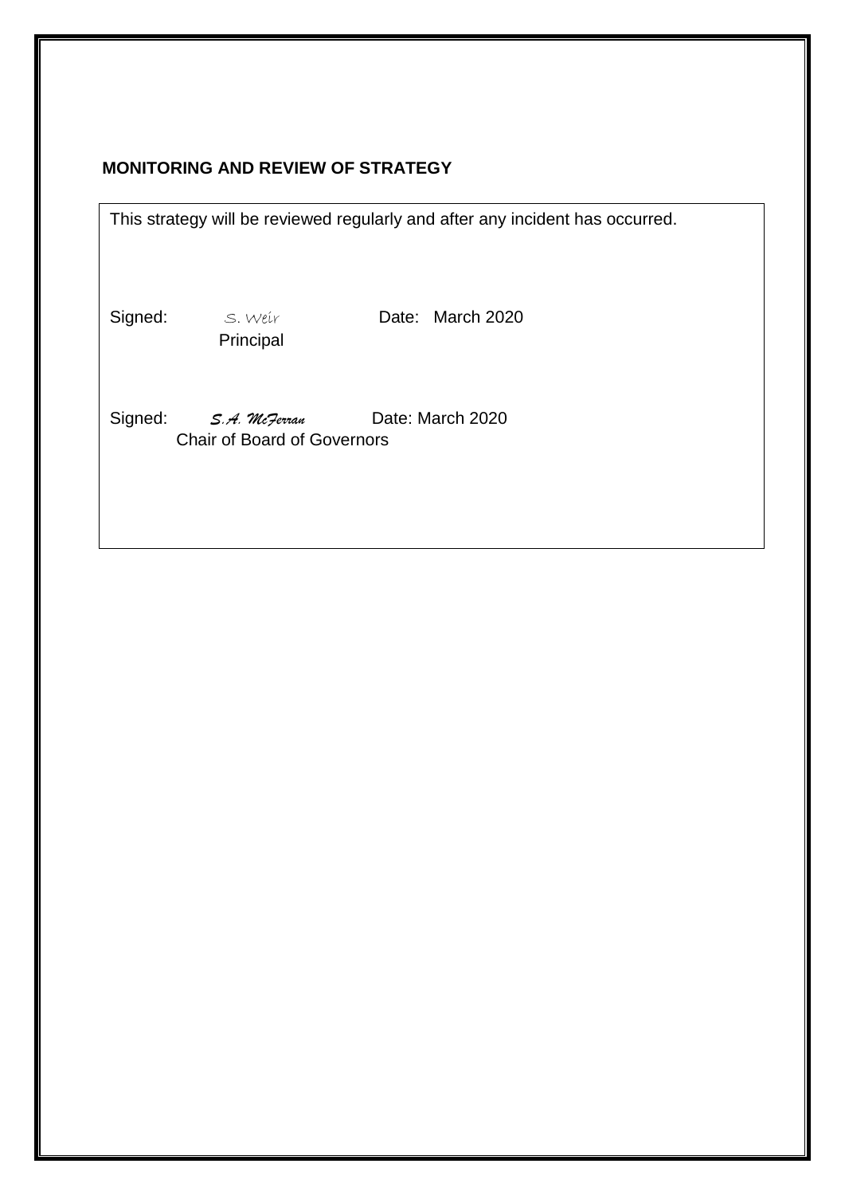**MONITORING AND REVIEW OF STRATEGY**

This strategy will be reviewed regularly and after any incident has occurred.

Signed: *S. Weir* Date: March 2020
Principal

Signed: *S.A. McFerran* Date: March 2020
Chair of Board of Governors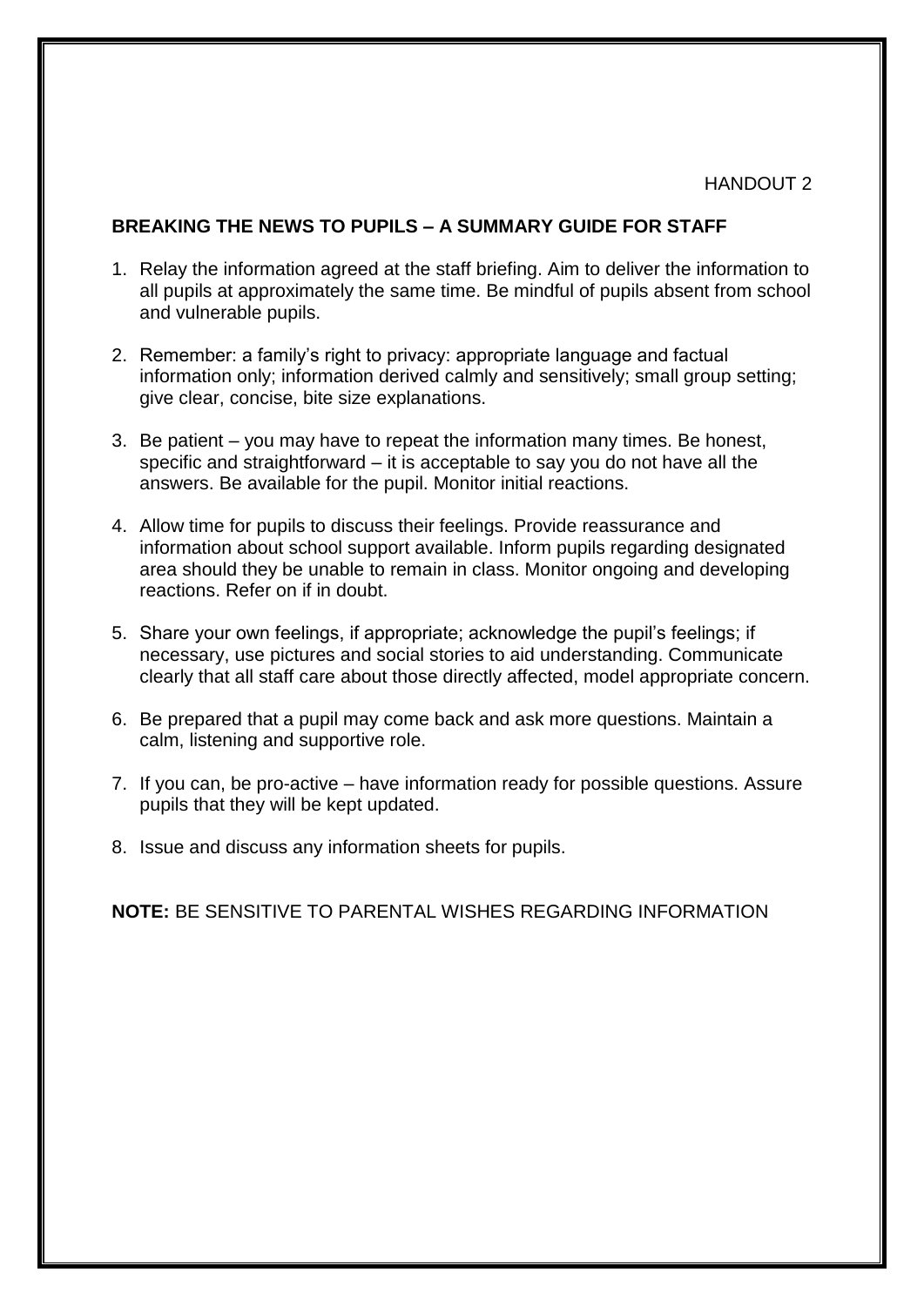HANDOUT 2

## BREAKING THE NEWS TO PUPILS – A SUMMARY GUIDE FOR STAFF

1. Relay the information agreed at the staff briefing. Aim to deliver the information to all pupils at approximately the same time. Be mindful of pupils absent from school and vulnerable pupils.

2. Remember: a family's right to privacy: appropriate language and factual information only; information derived calmly and sensitively; small group setting; give clear, concise, bite size explanations.

3. Be patient – you may have to repeat the information many times. Be honest, specific and straightforward – it is acceptable to say you do not have all the answers. Be available for the pupil. Monitor initial reactions.

4. Allow time for pupils to discuss their feelings. Provide reassurance and information about school support available. Inform pupils regarding designated area should they be unable to remain in class. Monitor ongoing and developing reactions. Refer on if in doubt.

5. Share your own feelings, if appropriate; acknowledge the pupil's feelings; if necessary, use pictures and social stories to aid understanding. Communicate clearly that all staff care about those directly affected, model appropriate concern.

6. Be prepared that a pupil may come back and ask more questions. Maintain a calm, listening and supportive role.

7. If you can, be pro-active – have information ready for possible questions. Assure pupils that they will be kept updated.

8. Issue and discuss any information sheets for pupils.

**NOTE:** BE SENSITIVE TO PARENTAL WISHES REGARDING INFORMATION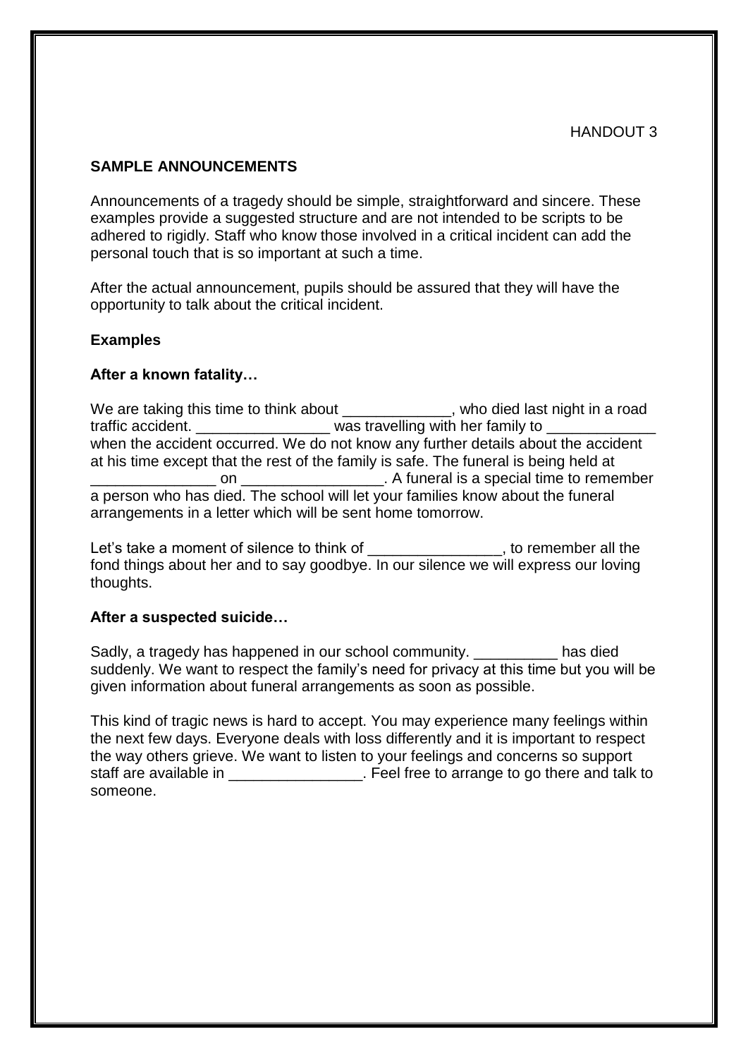HANDOUT 3

## SAMPLE ANNOUNCEMENTS

Announcements of a tragedy should be simple, straightforward and sincere. These examples provide a suggested structure and are not intended to be scripts to be adhered to rigidly. Staff who know those involved in a critical incident can add the personal touch that is so important at such a time.

After the actual announcement, pupils should be assured that they will have the opportunity to talk about the critical incident.

### Examples

#### After a known fatality…

We are taking this time to think about _____________, who died last night in a road traffic accident. ________________ was travelling with her family to _____________ when the accident occurred. We do not know any further details about the accident at his time except that the rest of the family is safe. The funeral is being held at _______________ on _________________. A funeral is a special time to remember a person who has died. The school will let your families know about the funeral arrangements in a letter which will be sent home tomorrow.

Let's take a moment of silence to think of ________________, to remember all the fond things about her and to say goodbye. In our silence we will express our loving thoughts.

#### After a suspected suicide…

Sadly, a tragedy has happened in our school community. __________ has died suddenly. We want to respect the family's need for privacy at this time but you will be given information about funeral arrangements as soon as possible.

This kind of tragic news is hard to accept. You may experience many feelings within the next few days. Everyone deals with loss differently and it is important to respect the way others grieve. We want to listen to your feelings and concerns so support staff are available in ________________. Feel free to arrange to go there and talk to someone.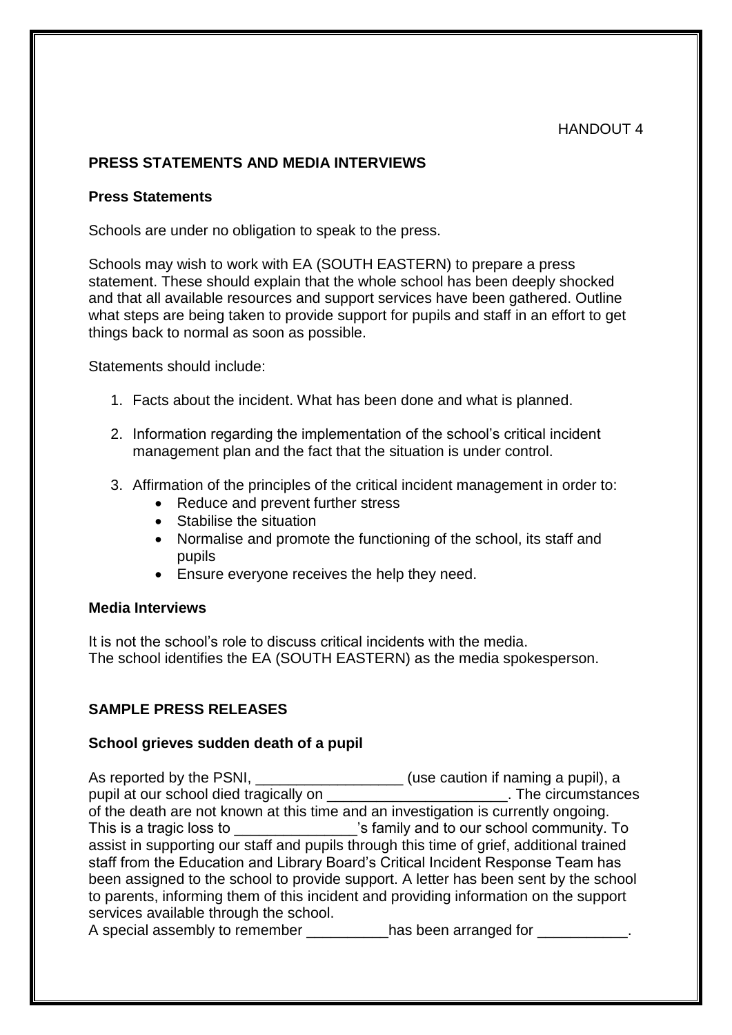HANDOUT 4

## PRESS STATEMENTS AND MEDIA INTERVIEWS

### Press Statements

Schools are under no obligation to speak to the press.

Schools may wish to work with EA (SOUTH EASTERN) to prepare a press statement. These should explain that the whole school has been deeply shocked and that all available resources and support services have been gathered. Outline what steps are being taken to provide support for pupils and staff in an effort to get things back to normal as soon as possible.

Statements should include:

1. Facts about the incident. What has been done and what is planned.
2. Information regarding the implementation of the school's critical incident management plan and the fact that the situation is under control.
3. Affirmation of the principles of the critical incident management in order to:
   - Reduce and prevent further stress
   - Stabilise the situation
   - Normalise and promote the functioning of the school, its staff and pupils
   - Ensure everyone receives the help they need.

### Media Interviews

It is not the school's role to discuss critical incidents with the media.
The school identifies the EA (SOUTH EASTERN) as the media spokesperson.

## SAMPLE PRESS RELEASES

### School grieves sudden death of a pupil

As reported by the PSNI, __________________ (use caution if naming a pupil), a pupil at our school died tragically on ______________________. The circumstances of the death are not known at this time and an investigation is currently ongoing. This is a tragic loss to _______________'s family and to our school community. To assist in supporting our staff and pupils through this time of grief, additional trained staff from the Education and Library Board's Critical Incident Response Team has been assigned to the school to provide support. A letter has been sent by the school to parents, informing them of this incident and providing information on the support services available through the school.
A special assembly to remember __________has been arranged for ___________.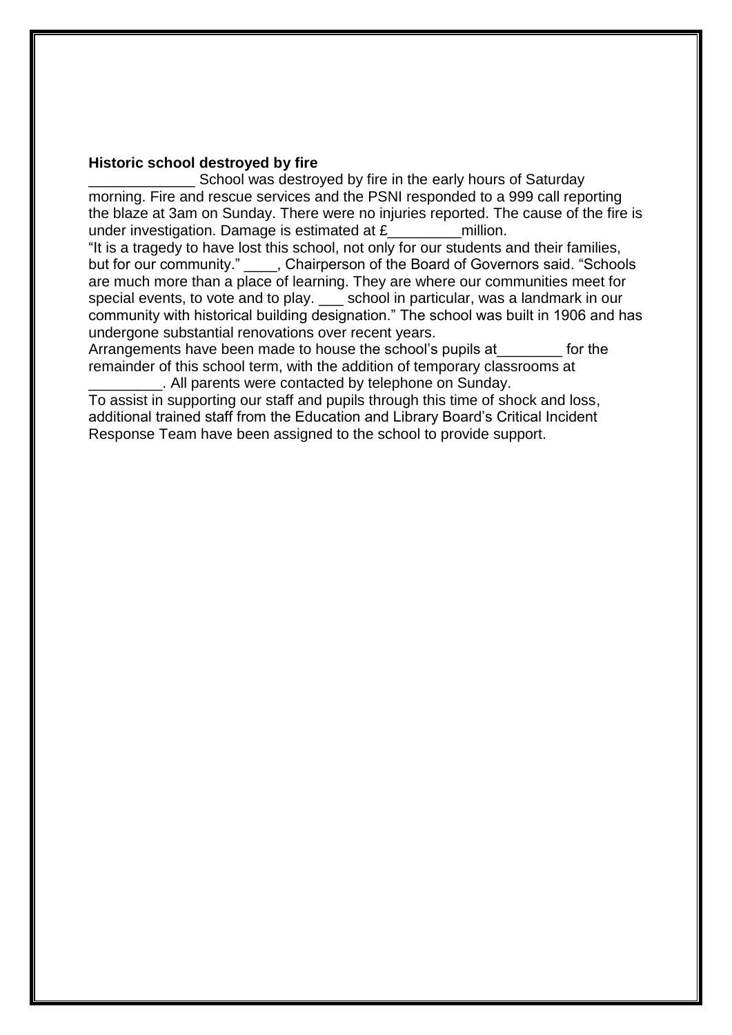**Historic school destroyed by fire**

_____________ School was destroyed by fire in the early hours of Saturday morning. Fire and rescue services and the PSNI responded to a 999 call reporting the blaze at 3am on Sunday. There were no injuries reported. The cause of the fire is under investigation. Damage is estimated at £_________million.

"It is a tragedy to have lost this school, not only for our students and their families, but for our community." ____, Chairperson of the Board of Governors said. "Schools are much more than a place of learning. They are where our communities meet for special events, to vote and to play. ___ school in particular, was a landmark in our community with historical building designation." The school was built in 1906 and has undergone substantial renovations over recent years.

Arrangements have been made to house the school's pupils at________ for the remainder of this school term, with the addition of temporary classrooms at _________. All parents were contacted by telephone on Sunday.

To assist in supporting our staff and pupils through this time of shock and loss, additional trained staff from the Education and Library Board's Critical Incident Response Team have been assigned to the school to provide support.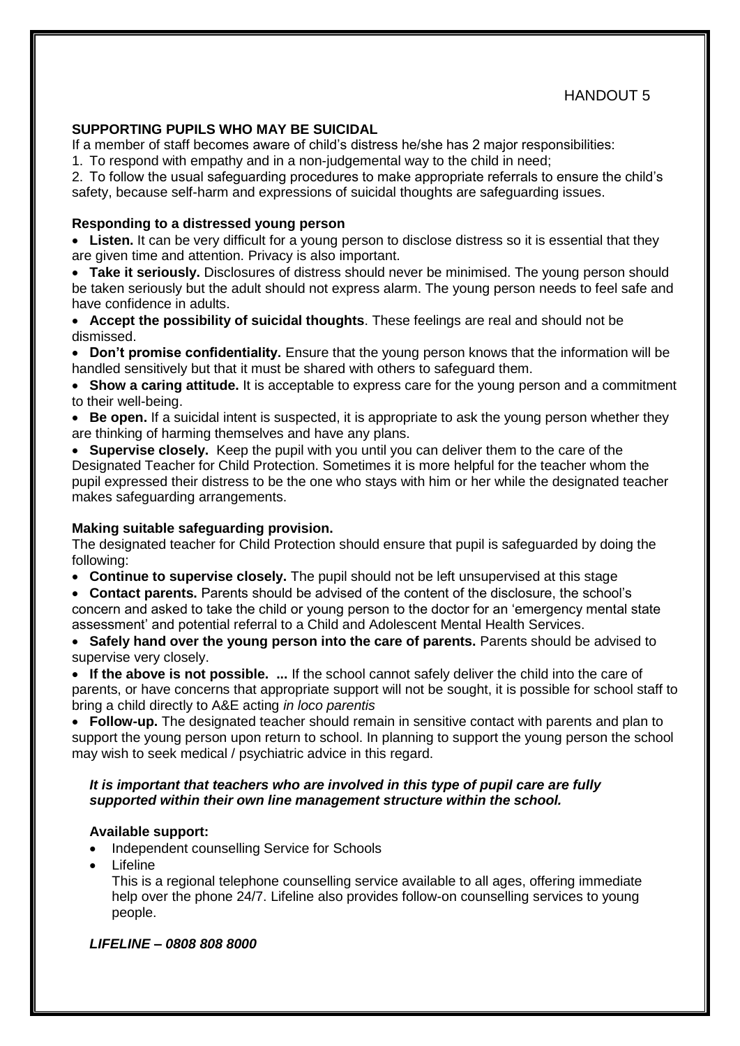HANDOUT 5

## SUPPORTING PUPILS WHO MAY BE SUICIDAL

If a member of staff becomes aware of child's distress he/she has 2 major responsibilities:

1. To respond with empathy and in a non-judgemental way to the child in need;
2. To follow the usual safeguarding procedures to make appropriate referrals to ensure the child's safety, because self-harm and expressions of suicidal thoughts are safeguarding issues.

### Responding to a distressed young person

- **Listen.** It can be very difficult for a young person to disclose distress so it is essential that they are given time and attention. Privacy is also important.
- **Take it seriously.** Disclosures of distress should never be minimised. The young person should be taken seriously but the adult should not express alarm. The young person needs to feel safe and have confidence in adults.
- **Accept the possibility of suicidal thoughts**. These feelings are real and should not be dismissed.
- **Don't promise confidentiality.** Ensure that the young person knows that the information will be handled sensitively but that it must be shared with others to safeguard them.
- **Show a caring attitude.** It is acceptable to express care for the young person and a commitment to their well-being.
- **Be open.** If a suicidal intent is suspected, it is appropriate to ask the young person whether they are thinking of harming themselves and have any plans.
- **Supervise closely.** Keep the pupil with you until you can deliver them to the care of the Designated Teacher for Child Protection. Sometimes it is more helpful for the teacher whom the pupil expressed their distress to be the one who stays with him or her while the designated teacher makes safeguarding arrangements.

### Making suitable safeguarding provision.

The designated teacher for Child Protection should ensure that pupil is safeguarded by doing the following:

- **Continue to supervise closely.** The pupil should not be left unsupervised at this stage
- **Contact parents.** Parents should be advised of the content of the disclosure, the school's concern and asked to take the child or young person to the doctor for an 'emergency mental state assessment' and potential referral to a Child and Adolescent Mental Health Services.
- **Safely hand over the young person into the care of parents.** Parents should be advised to supervise very closely.
- **If the above is not possible. ...** If the school cannot safely deliver the child into the care of parents, or have concerns that appropriate support will not be sought, it is possible for school staff to bring a child directly to A&E acting *in loco parentis*
- **Follow-up.** The designated teacher should remain in sensitive contact with parents and plan to support the young person upon return to school. In planning to support the young person the school may wish to seek medical / psychiatric advice in this regard.

***It is important that teachers who are involved in this type of pupil care are fully supported within their own line management structure within the school.***

**Available support:**

- Independent counselling Service for Schools
- Lifeline

  This is a regional telephone counselling service available to all ages, offering immediate help over the phone 24/7. Lifeline also provides follow-on counselling services to young people.

***LIFELINE – 0808 808 8000***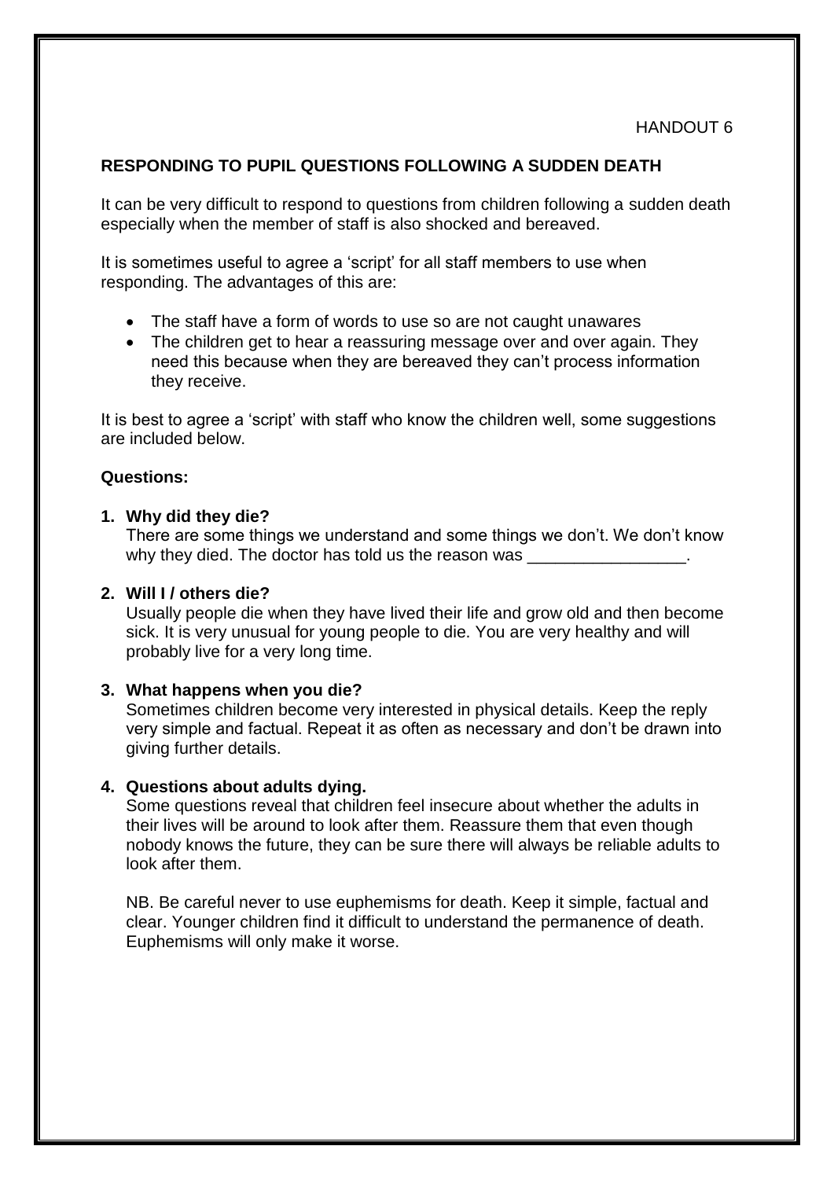HANDOUT 6

## RESPONDING TO PUPIL QUESTIONS FOLLOWING A SUDDEN DEATH

It can be very difficult to respond to questions from children following a sudden death especially when the member of staff is also shocked and bereaved.

It is sometimes useful to agree a 'script' for all staff members to use when responding. The advantages of this are:

- The staff have a form of words to use so are not caught unawares
- The children get to hear a reassuring message over and over again. They need this because when they are bereaved they can't process information they receive.

It is best to agree a 'script' with staff who know the children well, some suggestions are included below.

**Questions:**

1. **Why did they die?**
   There are some things we understand and some things we don't. We don't know why they died. The doctor has told us the reason was _________________.

2. **Will I / others die?**
   Usually people die when they have lived their life and grow old and then become sick. It is very unusual for young people to die. You are very healthy and will probably live for a very long time.

3. **What happens when you die?**
   Sometimes children become very interested in physical details. Keep the reply very simple and factual. Repeat it as often as necessary and don't be drawn into giving further details.

4. **Questions about adults dying.**
   Some questions reveal that children feel insecure about whether the adults in their lives will be around to look after them. Reassure them that even though nobody knows the future, they can be sure there will always be reliable adults to look after them.

   NB. Be careful never to use euphemisms for death. Keep it simple, factual and clear. Younger children find it difficult to understand the permanence of death. Euphemisms will only make it worse.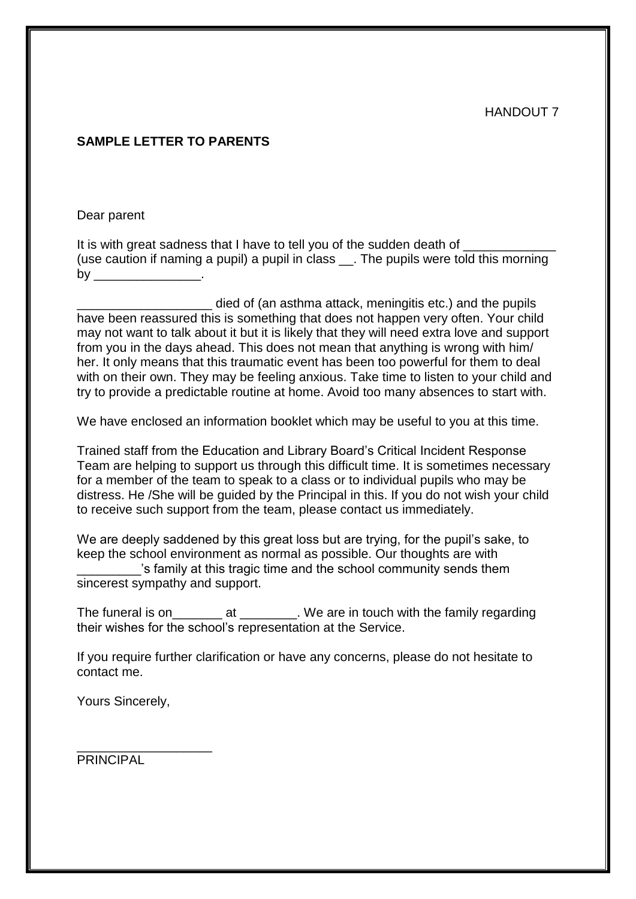HANDOUT 7

**SAMPLE LETTER TO PARENTS**

Dear parent

It is with great sadness that I have to tell you of the sudden death of _____________ (use caution if naming a pupil) a pupil in class __. The pupils were told this morning by _______________.

___________________ died of (an asthma attack, meningitis etc.) and the pupils have been reassured this is something that does not happen very often. Your child may not want to talk about it but it is likely that they will need extra love and support from you in the days ahead. This does not mean that anything is wrong with him/ her. It only means that this traumatic event has been too powerful for them to deal with on their own. They may be feeling anxious. Take time to listen to your child and try to provide a predictable routine at home. Avoid too many absences to start with.

We have enclosed an information booklet which may be useful to you at this time.

Trained staff from the Education and Library Board's Critical Incident Response Team are helping to support us through this difficult time. It is sometimes necessary for a member of the team to speak to a class or to individual pupils who may be distress. He /She will be guided by the Principal in this. If you do not wish your child to receive such support from the team, please contact us immediately.

We are deeply saddened by this great loss but are trying, for the pupil's sake, to keep the school environment as normal as possible. Our thoughts are with _________'s family at this tragic time and the school community sends them sincerest sympathy and support.

The funeral is on_______ at ________. We are in touch with the family regarding their wishes for the school's representation at the Service.

If you require further clarification or have any concerns, please do not hesitate to contact me.

Yours Sincerely,

___________________
PRINCIPAL